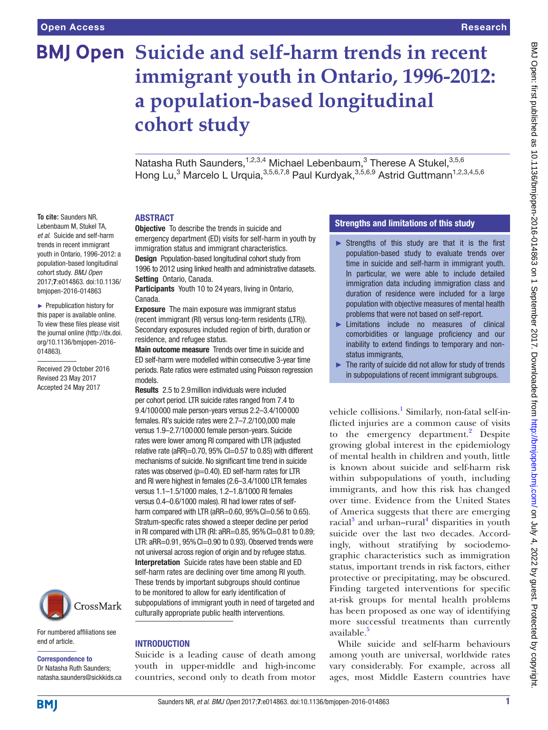# Suicide and self-harm trends in recent immigrant youth in Ontario, 1996-2012: a population-based longitudinal cohort study

Natasha Ruth Saunders,[1,2,3,4] Michael Lebenbaum,[3] Therese A Stukel,[3,5,6] Hong Lu,[3] Marcelo L Urquia,[3,5,6,7,8] Paul Kurdyak,[3,5,6,9] Astrid Guttmann[1,2,3,4,5,6]

**To cite:** Saunders NR, Lebenbaum M, Stukel TA, *et al*. Suicide and self-harm trends in recent immigrant youth in Ontario, 1996-2012: a population-based longitudinal cohort study. *BMJ Open* 2017;**7**:e014863. doi:10.1136/bmjopen-2016-014863

► Prepublication history for this paper is available online. To view these files please visit the journal online (http://dx.doi.org/10.1136/bmjopen-2016-014863).

Received 29 October 2016
Revised 23 May 2017
Accepted 24 May 2017

## ABSTRACT

**Objective** To describe the trends in suicide and emergency department (ED) visits for self-harm in youth by immigration status and immigrant characteristics.

**Design** Population-based longitudinal cohort study from 1996 to 2012 using linked health and administrative datasets.

**Setting** Ontario, Canada.

**Participants** Youth 10 to 24 years, living in Ontario, Canada.

**Exposure** The main exposure was immigrant status (recent immigrant (RI) versus long-term residents (LTR)). Secondary exposures included region of birth, duration or residence, and refugee status.

**Main outcome measure** Trends over time in suicide and ED self-harm were modelled within consecutive 3-year time periods. Rate ratios were estimated using Poisson regression models.

**Results** 2.5 to 2.9 million individuals were included per cohort period. LTR suicide rates ranged from 7.4 to 9.4/100 000 male person-years versus 2.2–3.4/100 000 females. RI's suicide rates were 2.7–7.2/100,000 male versus 1.9–2.7/100 000 female person-years. Suicide rates were lower among RI compared with LTR (adjusted relative rate (aRR)=0.70, 95% CI=0.57 to 0.85) with different mechanisms of suicide. No significant time trend in suicide rates was observed (p=0.40). ED self-harm rates for LTR and RI were highest in females (2.6–3.4/1000 LTR females versus 1.1–1.5/1000 males, 1.2–1.8/1000 RI females versus 0.4–0.6/1000 males). RI had lower rates of self-harm compared with LTR (aRR=0.60, 95% CI=0.56 to 0.65). Stratum-specific rates showed a steeper decline per period in RI compared with LTR (RI: aRR=0.85, 95% CI=0.81 to 0.89; LTR: aRR=0.91, 95% CI=0.90 to 0.93). Observed trends were not universal across region of origin and by refugee status.

**Interpretation** Suicide rates have been stable and ED self-harm rates are declining over time among RI youth. These trends by important subgroups should continue to be monitored to allow for early identification of subpopulations of immigrant youth in need of targeted and culturally appropriate public health interventions.

For numbered affiliations see end of article.

**Correspondence to**
Dr Natasha Ruth Saunders; natasha.saunders@sickkids.ca

### Strengths and limitations of this study

- Strengths of this study are that it is the first population-based study to evaluate trends over time in immigrant youth. In particular, we were able to include detailed immigration data including immigration class and duration of residence were included for a large population with objective measures of mental health problems that were not based on self-report.
- Limitations include no measures of clinical comorbidities or language proficiency and our inability to extend findings to temporary and non-status immigrants,
- The rarity of suicide did not allow for study of trends in subpopulations of recent immigrant subgroups.

## INTRODUCTION

Suicide is a leading cause of death among youth in upper-middle and high-income countries, second only to death from motor vehicle collisions.[1] Similarly, non-fatal self-inflicted injuries are a common cause of visits to the emergency department.[2] Despite growing global interest in the epidemiology of mental health in children and youth, little is known about suicide and self-harm risk within subpopulations of youth, including immigrants, and how this risk has changed over time. Evidence from the United States of America suggests that there are emerging racial[3] and urban–rural[4] disparities in youth suicide over the last two decades. Accordingly, without stratifying by sociodemographic characteristics such as immigration status, important trends in risk factors, either protective or precipitating, may be obscured. Finding targeted interventions for specific at-risk groups for mental health problems has been proposed as one way of identifying more successful treatments than currently available.[5]

While suicide and self-harm behaviours among youth are universal, worldwide rates vary considerably. For example, across all ages, most Middle Eastern countries have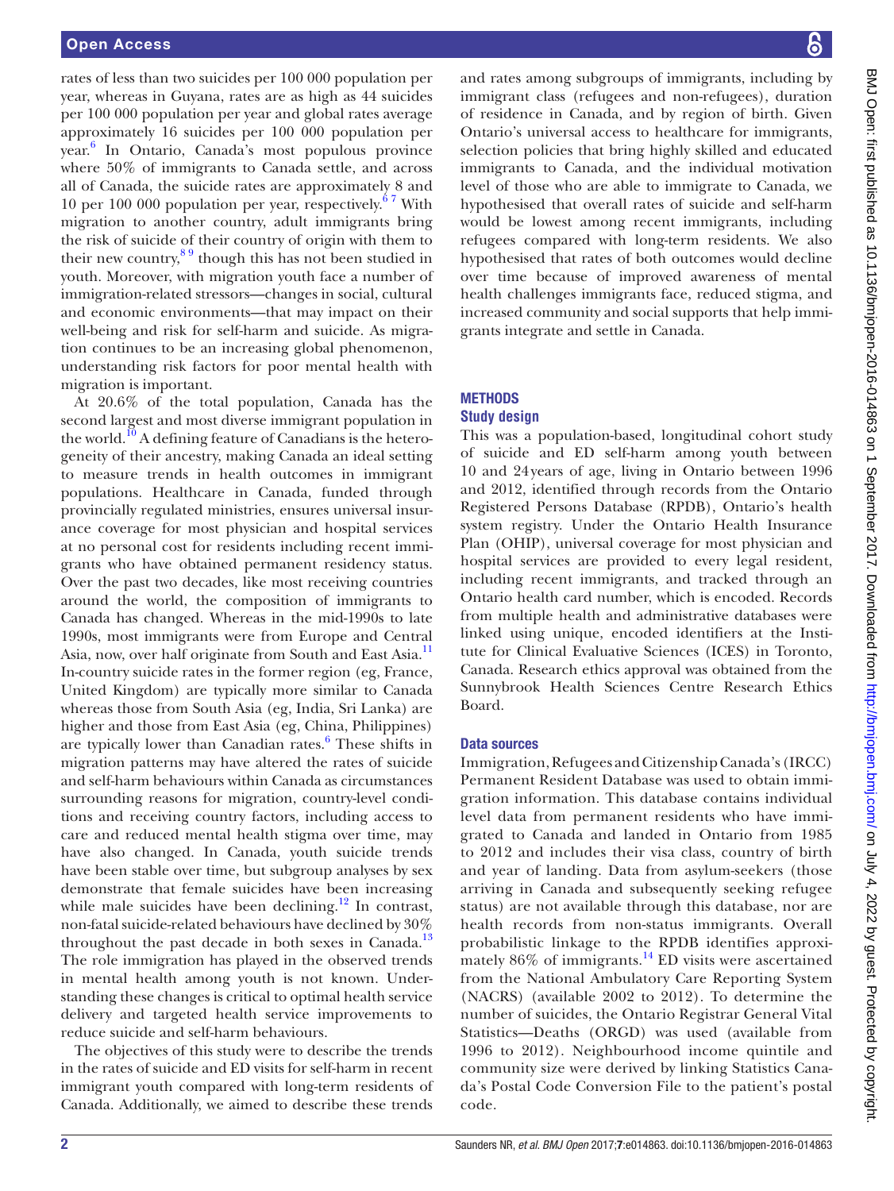rates of less than two suicides per 100 000 population per year, whereas in Guyana, rates are as high as 44 suicides per 100 000 population per year and global rates average approximately 16 suicides per 100 000 population per year.[6] In Ontario, Canada's most populous province where 50% of immigrants to Canada settle, and across all of Canada, the suicide rates are approximately 8 and 10 per 100 000 population per year, respectively.[6 7] With migration to another country, adult immigrants bring the risk of suicide of their country of origin with them to their new country,[8 9] though this has not been studied in youth. Moreover, with migration youth face a number of immigration-related stressors—changes in social, cultural and economic environments—that may impact on their well-being and risk for self-harm and suicide. As migration continues to be an increasing global phenomenon, understanding risk factors for poor mental health with migration is important.

At 20.6% of the total population, Canada has the second largest and most diverse immigrant population in the world.[10] A defining feature of Canadians is the heterogeneity of their ancestry, making Canada an ideal setting to measure trends in health outcomes in immigrant populations. Healthcare in Canada, funded through provincially regulated ministries, ensures universal insurance coverage for most physician and hospital services at no personal cost for residents including recent immigrants who have obtained permanent residency status. Over the past two decades, like most receiving countries around the world, the composition of immigrants to Canada has changed. Whereas in the mid-1990s to late 1990s, most immigrants were from Europe and Central Asia, now, over half originate from South and East Asia.[11] In-country suicide rates in the former region (eg, France, United Kingdom) are typically more similar to Canada whereas those from South Asia (eg, India, Sri Lanka) are higher and those from East Asia (eg, China, Philippines) are typically lower than Canadian rates.[6] These shifts in migration patterns may have altered the rates of suicide and self-harm behaviours within Canada as circumstances surrounding reasons for migration, country-level conditions and receiving country factors, including access to care and reduced mental health stigma over time, may have also changed. In Canada, youth suicide trends have been stable over time, but subgroup analyses by sex demonstrate that female suicides have been increasing while male suicides have been declining.[12] In contrast, non-fatal suicide-related behaviours have declined by 30% throughout the past decade in both sexes in Canada.[13] The role immigration has played in the observed trends in mental health among youth is not known. Understanding these changes is critical to optimal health service delivery and targeted health service improvements to reduce suicide and self-harm behaviours.

The objectives of this study were to describe the trends in the rates of suicide and ED visits for self-harm in recent immigrant youth compared with long-term residents of Canada. Additionally, we aimed to describe these trends and rates among subgroups of immigrants, including by immigrant class (refugees and non-refugees), duration of residence in Canada, and by region of birth. Given Ontario's universal access to healthcare for immigrants, selection policies that bring highly skilled and educated immigrants to Canada, and the individual motivation level of those who are able to immigrate to Canada, we hypothesised that overall rates of suicide and self-harm would be lowest among recent immigrants, including refugees compared with long-term residents. We also hypothesised that rates of both outcomes would decline over time because of improved awareness of mental health challenges immigrants face, reduced stigma, and increased community and social supports that help immigrants integrate and settle in Canada.

## METHODS

### Study design

This was a population-based, longitudinal cohort study of suicide and ED self-harm among youth between 10 and 24 years of age, living in Ontario between 1996 and 2012, identified through records from the Ontario Registered Persons Database (RPDB), Ontario's health system registry. Under the Ontario Health Insurance Plan (OHIP), universal coverage for most physician and hospital services are provided to every legal resident, including recent immigrants, and tracked through an Ontario health card number, which is encoded. Records from multiple health and administrative databases were linked using unique, encoded identifiers at the Institute for Clinical Evaluative Sciences (ICES) in Toronto, Canada. Research ethics approval was obtained from the Sunnybrook Health Sciences Centre Research Ethics Board.

### Data sources

Immigration, Refugees and Citizenship Canada's (IRCC) Permanent Resident Database was used to obtain immigration information. This database contains individual level data from permanent residents who have immigrated to Canada and landed in Ontario from 1985 to 2012 and includes their visa class, country of birth and year of landing. Data from asylum-seekers (those arriving in Canada and subsequently seeking refugee status) are not available through this database, nor are health records from non-status immigrants. Overall probabilistic linkage to the RPDB identifies approximately 86% of immigrants.[14] ED visits were ascertained from the National Ambulatory Care Reporting System (NACRS) (available 2002 to 2012). To determine the number of suicides, the Ontario Registrar General Vital Statistics—Deaths (ORGD) was used (available from 1996 to 2012). Neighbourhood income quintile and community size were derived by linking Statistics Canada's Postal Code Conversion File to the patient's postal code.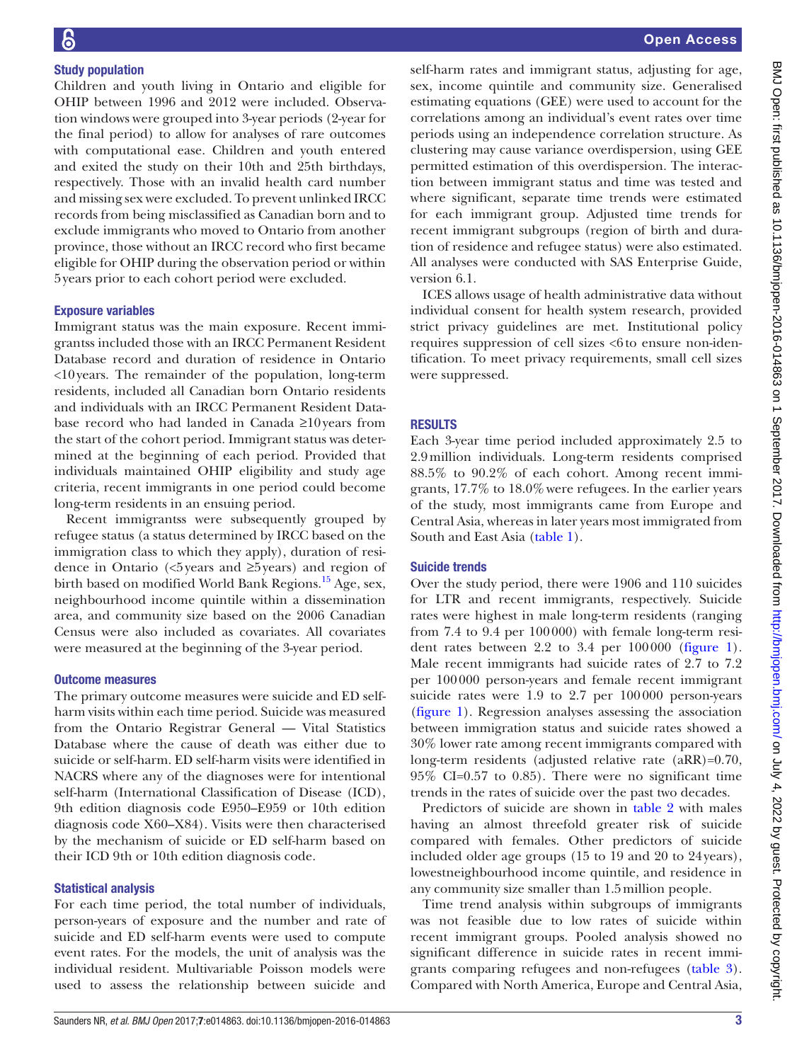### Study population

Children and youth living in Ontario and eligible for OHIP between 1996 and 2012 were included. Observation windows were grouped into 3-year periods (2-year for the final period) to allow for analyses of rare outcomes with computational ease. Children and youth entered and exited the study on their 10th and 25th birthdays, respectively. Those with an invalid health card number and missing sex were excluded. To prevent unlinked IRCC records from being misclassified as Canadian born and to exclude immigrants who moved to Ontario from another province, those without an IRCC record who first became eligible for OHIP during the observation period or within 5 years prior to each cohort period were excluded.

### Exposure variables

Immigrant status was the main exposure. Recent immigrantss included those with an IRCC Permanent Resident Database record and duration of residence in Ontario <10 years. The remainder of the population, long-term residents, included all Canadian born Ontario residents and individuals with an IRCC Permanent Resident Database record who had landed in Canada ≥10 years from the start of the cohort period. Immigrant status was determined at the beginning of each period. Provided that individuals maintained OHIP eligibility and study age criteria, recent immigrants in one period could become long-term residents in an ensuing period.

Recent immigrantss were subsequently grouped by refugee status (a status determined by IRCC based on the immigration class to which they apply), duration of residence in Ontario (<5 years and ≥5 years) and region of birth based on modified World Bank Regions.[15] Age, sex, neighbourhood income quintile within a dissemination area, and community size based on the 2006 Canadian Census were also included as covariates. All covariates were measured at the beginning of the 3-year period.

### Outcome measures

The primary outcome measures were suicide and ED self-harm visits within each time period. Suicide was measured from the Ontario Registrar General — Vital Statistics Database where the cause of death was either due to suicide or self-harm. ED self-harm visits were identified in NACRS where any of the diagnoses were for intentional self-harm (International Classification of Disease (ICD), 9th edition diagnosis code E950–E959 or 10th edition diagnosis code X60–X84). Visits were then characterised by the mechanism of suicide or ED self-harm based on their ICD 9th or 10th edition diagnosis code.

### Statistical analysis

For each time period, the total number of individuals, person-years of exposure and the number and rate of suicide and ED self-harm events were used to compute event rates. For the models, the unit of analysis was the individual resident. Multivariable Poisson models were used to assess the relationship between suicide and self-harm rates and immigrant status, adjusting for age, sex, income quintile and community size. Generalised estimating equations (GEE) were used to account for the correlations among an individual's event rates over time periods using an independence correlation structure. As clustering may cause variance overdispersion, using GEE permitted estimation of this overdispersion. The interaction between immigrant status and time was tested and where significant, separate time trends were estimated for each immigrant group. Adjusted time trends for recent immigrant subgroups (region of birth and duration of residence and refugee status) were also estimated. All analyses were conducted with SAS Enterprise Guide, version 6.1.

ICES allows usage of health administrative data without individual consent for health system research, provided strict privacy guidelines are met. Institutional policy requires suppression of cell sizes <6 to ensure non-identification. To meet privacy requirements, small cell sizes were suppressed.

## RESULTS

Each 3-year time period included approximately 2.5 to 2.9 million individuals. Long-term residents comprised 88.5% to 90.2% of each cohort. Among recent immigrants, 17.7% to 18.0% were refugees. In the earlier years of the study, most immigrants came from Europe and Central Asia, whereas in later years most immigrated from South and East Asia (table 1).

### Suicide trends

Over the study period, there were 1906 and 110 suicides for LTR and recent immigrants, respectively. Suicide rates were highest in male long-term residents (ranging from 7.4 to 9.4 per 100 000) with female long-term resident rates between 2.2 to 3.4 per 100 000 (figure 1). Male recent immigrants had suicide rates of 2.7 to 7.2 per 100 000 person-years and female recent immigrant suicide rates were 1.9 to 2.7 per 100 000 person-years (figure 1). Regression analyses assessing the association between immigration status and suicide rates showed a 30% lower rate among recent immigrants compared with long-term residents (adjusted relative rate (aRR)=0.70, 95% CI=0.57 to 0.85). There were no significant time trends in the rates of suicide over the past two decades.

Predictors of suicide are shown in table 2 with males having an almost threefold greater risk of suicide compared with females. Other predictors of suicide included older age groups (15 to 19 and 20 to 24 years), lowestneighbourhood income quintile, and residence in any community size smaller than 1.5 million people.

Time trend analysis within subgroups of immigrants was not feasible due to low rates of suicide within recent immigrant groups. Pooled analysis showed no significant difference in suicide rates in recent immigrants comparing refugees and non-refugees (table 3). Compared with North America, Europe and Central Asia,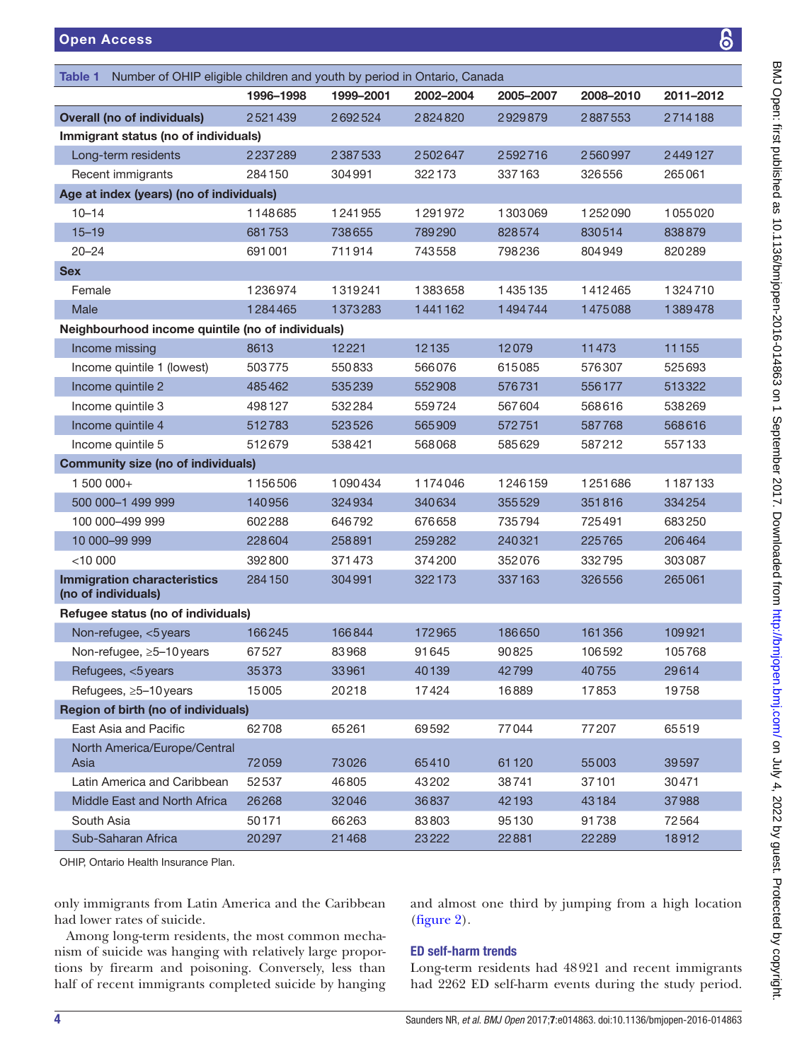**Table 1** Number of OHIP eligible children and youth by period in Ontario, Canada

| | 1996–1998 | 1999–2001 | 2002–2004 | 2005–2007 | 2008–2010 | 2011–2012 |
|---|---|---|---|---|---|---|
| **Overall (no of individuals)** | 2 521 439 | 2 692 524 | 2 824 820 | 2 929 879 | 2 887 553 | 2 714 188 |
| **Immigrant status (no of individuals)** | | | | | | |
| Long-term residents | 2 237 289 | 2 387 533 | 2 502 647 | 2 592 716 | 2 560 997 | 2 449 127 |
| Recent immigrants | 284 150 | 304 991 | 322 173 | 337 163 | 326 556 | 265 061 |
| **Age at index (years) (no of individuals)** | | | | | | |
| 10–14 | 1 148 685 | 1 241 955 | 1 291 972 | 1 303 069 | 1 252 090 | 1 055 020 |
| 15–19 | 681 753 | 738 655 | 789 290 | 828 574 | 830 514 | 838 879 |
| 20–24 | 691 001 | 711 914 | 743 558 | 798 236 | 804 949 | 820 289 |
| **Sex** | | | | | | |
| Female | 1 236 974 | 1 319 241 | 1 383 658 | 1 435 135 | 1 412 465 | 1 324 710 |
| Male | 1 284 465 | 1 373 283 | 1 441 162 | 1 494 744 | 1 475 088 | 1 389 478 |
| **Neighbourhood income quintile (no of individuals)** | | | | | | |
| Income missing | 8613 | 12 221 | 12 135 | 12 079 | 11 473 | 11 155 |
| Income quintile 1 (lowest) | 503 775 | 550 833 | 566 076 | 615 085 | 576 307 | 525 693 |
| Income quintile 2 | 485 462 | 535 239 | 552 908 | 576 731 | 556 177 | 513 322 |
| Income quintile 3 | 498 127 | 532 284 | 559 724 | 567 604 | 568 616 | 538 269 |
| Income quintile 4 | 512 783 | 523 526 | 565 909 | 572 751 | 587 768 | 568 616 |
| Income quintile 5 | 512 679 | 538 421 | 568 068 | 585 629 | 587 212 | 557 133 |
| **Community size (no of individuals)** | | | | | | |
| 1 500 000+ | 1 156 506 | 1 090 434 | 1 174 046 | 1 246 159 | 1 251 686 | 1 187 133 |
| 500 000–1 499 999 | 140 956 | 324 934 | 340 634 | 355 529 | 351 816 | 334 254 |
| 100 000–499 999 | 602 288 | 646 792 | 676 658 | 735 794 | 725 491 | 683 250 |
| 10 000–99 999 | 228 604 | 258 891 | 259 282 | 240 321 | 225 765 | 206 464 |
| <10 000 | 392 800 | 371 473 | 374 200 | 352 076 | 332 795 | 303 087 |
| **Immigration characteristics (no of individuals)** | 284 150 | 304 991 | 322 173 | 337 163 | 326 556 | 265 061 |
| **Refugee status (no of individuals)** | | | | | | |
| Non-refugee, <5 years | 166 245 | 166 844 | 172 965 | 186 650 | 161 356 | 109 921 |
| Non-refugee, ≥5–10 years | 67 527 | 83 968 | 91 645 | 90 825 | 106 592 | 105 768 |
| Refugees, <5 years | 35 373 | 33 961 | 40 139 | 42 799 | 40 755 | 29 614 |
| Refugees, ≥5–10 years | 15 005 | 20 218 | 17 424 | 16 889 | 17 853 | 19 758 |
| **Region of birth (no of individuals)** | | | | | | |
| East Asia and Pacific | 62 708 | 65 261 | 69 592 | 77 044 | 77 207 | 65 519 |
| North America/Europe/Central Asia | 72 059 | 73 026 | 65 410 | 61 120 | 55 003 | 39 597 |
| Latin America and Caribbean | 52 537 | 46 805 | 43 202 | 38 741 | 37 101 | 30 471 |
| Middle East and North Africa | 26 268 | 32 046 | 36 837 | 42 193 | 43 184 | 37 988 |
| South Asia | 50 171 | 66 263 | 83 803 | 95 130 | 91 738 | 72 564 |
| Sub-Saharan Africa | 20 297 | 21 468 | 23 222 | 22 881 | 22 289 | 18 912 |

OHIP, Ontario Health Insurance Plan.

only immigrants from Latin America and the Caribbean had lower rates of suicide.

Among long-term residents, the most common mechanism of suicide was hanging with relatively large proportions by firearm and poisoning. Conversely, less than half of recent immigrants completed suicide by hanging and almost one third by jumping from a high location (figure 2).

### ED self-harm trends

Long-term residents had 48 921 and recent immigrants had 2262 ED self-harm events during the study period.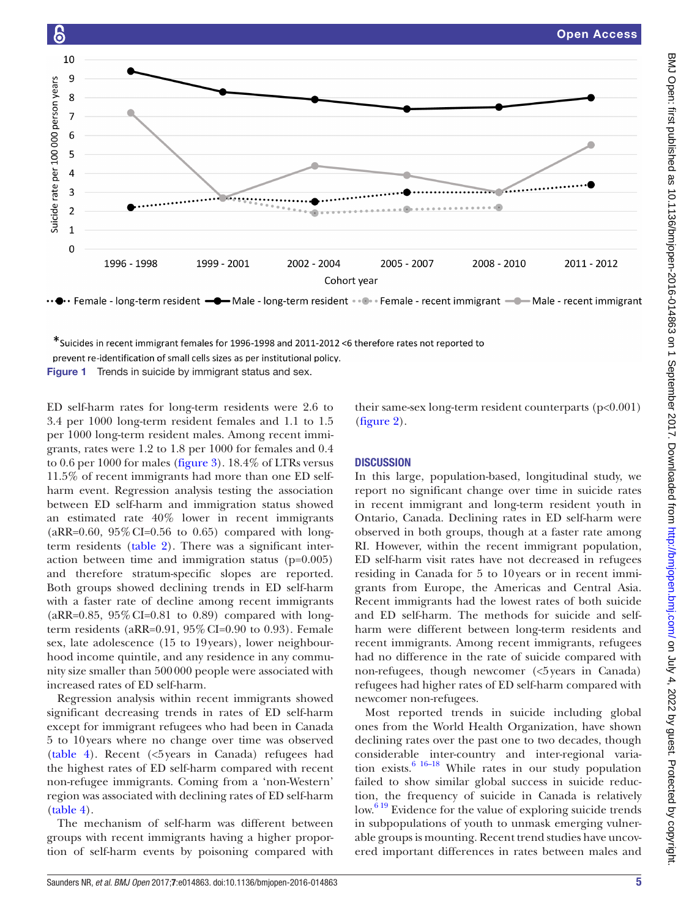*Suicides in recent immigrant females for 1996-1998 and 2011-2012 <6 therefore rates not reported to prevent re-identification of small cells sizes as per institutional policy.

**Figure 1** Trends in suicide by immigrant status and sex.

ED self-harm rates for long-term residents were 2.6 to 3.4 per 1000 long-term resident females and 1.1 to 1.5 per 1000 long-term resident males. Among recent immigrants, rates were 1.2 to 1.8 per 1000 for females and 0.4 to 0.6 per 1000 for males (figure 3). 18.4% of LTRs versus 11.5% of recent immigrants had more than one ED self-harm event. Regression analysis testing the association between ED self-harm and immigration status showed an estimated rate 40% lower in recent immigrants (aRR=0.60, 95% CI=0.56 to 0.65) compared with long-term residents (table 2). There was a significant interaction between time and immigration status (p=0.005) and therefore stratum-specific slopes are reported. Both groups showed declining trends in ED self-harm with a faster rate of decline among recent immigrants (aRR=0.85, 95% CI=0.81 to 0.89) compared with long-term residents (aRR=0.91, 95% CI=0.90 to 0.93). Female sex, late adolescence (15 to 19 years), lower neighbourhood income quintile, and any residence in any community size smaller than 500 000 people were associated with increased rates of ED self-harm.

Regression analysis within recent immigrants showed significant decreasing trends in rates of ED self-harm except for immigrant refugees who had been in Canada 5 to 10 years where no change over time was observed (table 4). Recent (<5 years in Canada) refugees had the highest rates of ED self-harm compared with recent non-refugee immigrants. Coming from a 'non-Western' region was associated with declining rates of ED self-harm (table 4).

The mechanism of self-harm was different between groups with recent immigrants having a higher proportion of self-harm events by poisoning compared with their same-sex long-term resident counterparts (p<0.001) (figure 2).

## DISCUSSION

In this large, population-based, longitudinal study, we report no significant change over time in suicide rates in recent immigrant and long-term resident youth in Ontario, Canada. Declining rates in ED self-harm were observed in both groups, though at a faster rate among RI. However, within the recent immigrant population, ED self-harm visit rates have not decreased in refugees residing in Canada for 5 to 10 years or in recent immigrants from Europe, the Americas and Central Asia. Recent immigrants had the lowest rates of both suicide and ED self-harm. The methods for suicide and self-harm were different between long-term residents and recent immigrants. Among recent immigrants, refugees had no difference in the rate of suicide compared with non-refugees, though newcomer (<5 years in Canada) refugees had higher rates of ED self-harm compared with newcomer non-refugees.

Most reported trends in suicide including global ones from the World Health Organization, have shown declining rates over the past one to two decades, though considerable inter-country and inter-regional variation exists.[6 16–18] While rates in our study population failed to show similar global success in suicide reduction, the frequency of suicide in Canada is relatively low.[6 19] Evidence for the value of exploring suicide trends in subpopulations of youth to unmask emerging vulnerable groups is mounting. Recent trend studies have uncovered important differences in rates between males and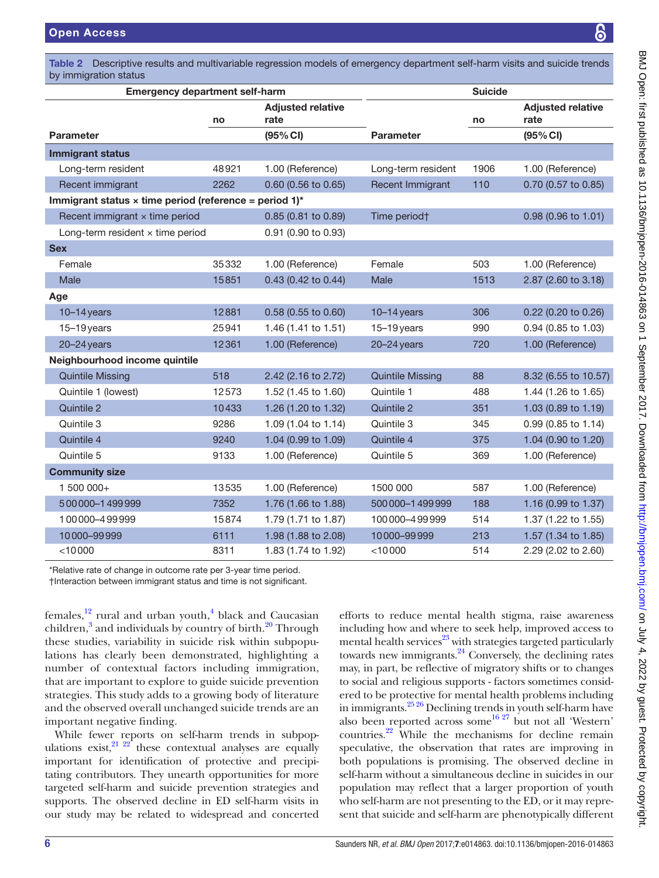**Table 2** Descriptive results and multivariable regression models of emergency department self-harm visits and suicide trends by immigration status

| Emergency department self-harm | | | Suicide | | |
|---|---|---|---|---|---|
| **Parameter** | **no** | **Adjusted relative rate (95% CI)** | **Parameter** | **no** | **Adjusted relative rate (95% CI)** |
| **Immigrant status** | | | | | |
| Long-term resident | 48921 | 1.00 (Reference) | Long-term resident | 1906 | 1.00 (Reference) |
| Recent immigrant | 2262 | 0.60 (0.56 to 0.65) | Recent Immigrant | 110 | 0.70 (0.57 to 0.85) |
| **Immigrant status × time period (reference = period 1)*** | | | | | |
| Recent immigrant × time period | | 0.85 (0.81 to 0.89) | Time period† | | 0.98 (0.96 to 1.01) |
| Long-term resident × time period | | 0.91 (0.90 to 0.93) | | | |
| **Sex** | | | | | |
| Female | 35332 | 1.00 (Reference) | Female | 503 | 1.00 (Reference) |
| Male | 15851 | 0.43 (0.42 to 0.44) | Male | 1513 | 2.87 (2.60 to 3.18) |
| **Age** | | | | | |
| 10–14 years | 12881 | 0.58 (0.55 to 0.60) | 10–14 years | 306 | 0.22 (0.20 to 0.26) |
| 15–19 years | 25941 | 1.46 (1.41 to 1.51) | 15–19 years | 990 | 0.94 (0.85 to 1.03) |
| 20–24 years | 12361 | 1.00 (Reference) | 20–24 years | 720 | 1.00 (Reference) |
| **Neighbourhood income quintile** | | | | | |
| Quintile Missing | 518 | 2.42 (2.16 to 2.72) | Quintile Missing | 88 | 8.32 (6.55 to 10.57) |
| Quintile 1 (lowest) | 12573 | 1.52 (1.45 to 1.60) | Quintile 1 | 488 | 1.44 (1.26 to 1.65) |
| Quintile 2 | 10433 | 1.26 (1.20 to 1.32) | Quintile 2 | 351 | 1.03 (0.89 to 1.19) |
| Quintile 3 | 9286 | 1.09 (1.04 to 1.14) | Quintile 3 | 345 | 0.99 (0.85 to 1.14) |
| Quintile 4 | 9240 | 1.04 (0.99 to 1.09) | Quintile 4 | 375 | 1.04 (0.90 to 1.20) |
| Quintile 5 | 9133 | 1.00 (Reference) | Quintile 5 | 369 | 1.00 (Reference) |
| **Community size** | | | | | |
| 1 500 000+ | 13535 | 1.00 (Reference) | 1500 000 | 587 | 1.00 (Reference) |
| 500000–1 499 999 | 7352 | 1.76 (1.66 to 1.88) | 500000–1 499 999 | 188 | 1.16 (0.99 to 1.37) |
| 100000–4 99 999 | 15874 | 1.79 (1.71 to 1.87) | 100000–4 99 999 | 514 | 1.37 (1.22 to 1.55) |
| 10000–99 999 | 6111 | 1.98 (1.88 to 2.08) | 10000–99 999 | 213 | 1.57 (1.34 to 1.85) |
| <10 000 | 8311 | 1.83 (1.74 to 1.92) | <10 000 | 514 | 2.29 (2.02 to 2.60) |

*Relative rate of change in outcome rate per 3-year time period.
†Interaction between immigrant status and time is not significant.

females,[12] rural and urban youth,[4] black and Caucasian children,[3] and individuals by country of birth.[20] Through these studies, variability in suicide risk within subpopulations has clearly been demonstrated, highlighting a number of contextual factors including immigration, that are important to explore to guide suicide prevention strategies. This study adds to a growing body of literature and the observed overall unchanged suicide trends are an important negative finding.

While fewer reports on self-harm trends in subpopulations exist,[21 22] these contextual analyses are equally important for identification of protective and precipitating contributors. They unearth opportunities for more targeted self-harm and suicide prevention strategies and supports. The observed decline in ED self-harm visits in our study may be related to widespread and concerted efforts to reduce mental health stigma, raise awareness including how and where to seek help, improved access to mental health services[23] with strategies targeted particularly towards new immigrants.[24] Conversely, the declining rates may, in part, be reflective of migratory shifts or to changes to social and religious supports - factors sometimes considered to be protective for mental health problems including in immigrants.[25 26] Declining trends in youth self-harm have also been reported across some[16 27] but not all 'Western' countries.[22] While the mechanisms for decline remain speculative, the observation that rates are improving in both populations is promising. The observed decline in self-harm without a simultaneous decline in suicides in our population may reflect that a larger proportion of youth who self-harm are not presenting to the ED, or it may represent that suicide and self-harm are phenotypically different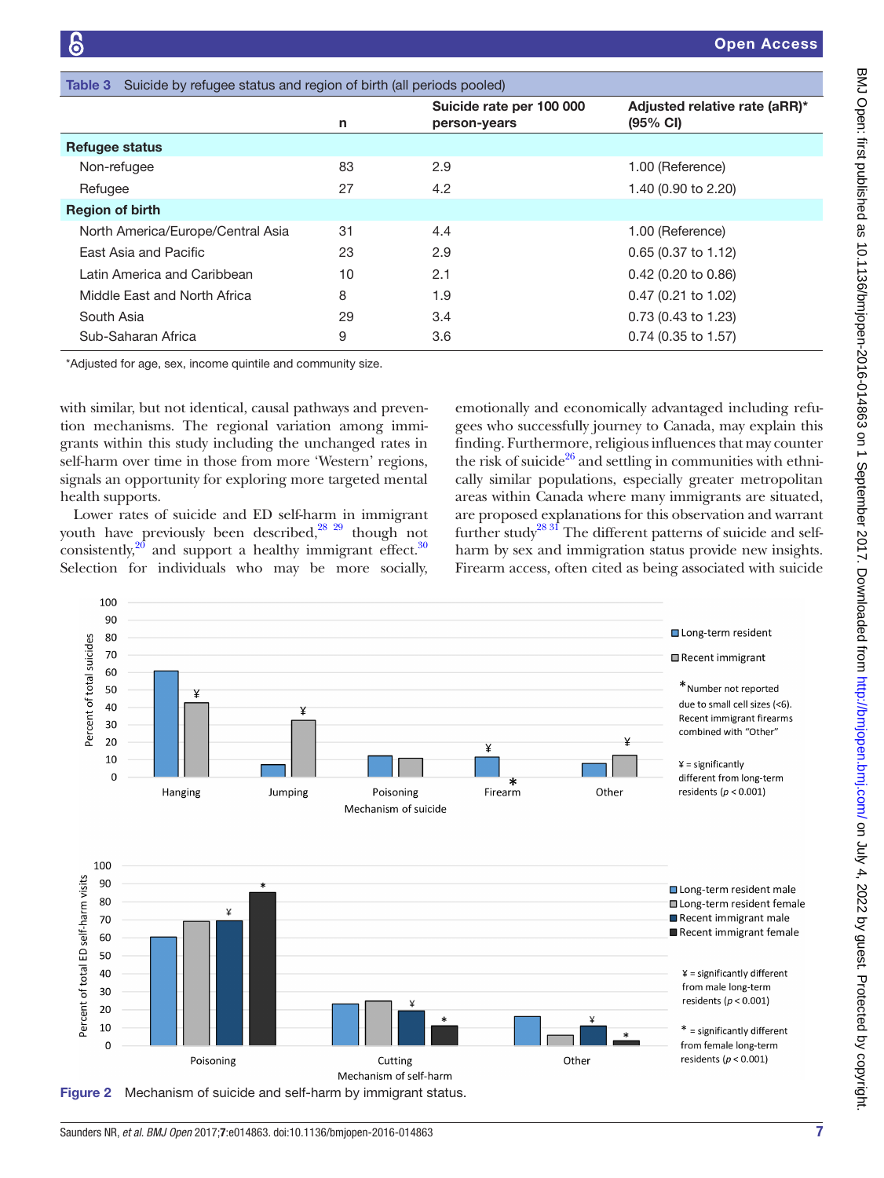**Table 3** Suicide by refugee status and region of birth (all periods pooled)

| | n | Suicide rate per 100 000 person-years | Adjusted relative rate (aRR)* (95% CI) |
|---|---|---|---|
| **Refugee status** | | | |
| Non-refugee | 83 | 2.9 | 1.00 (Reference) |
| Refugee | 27 | 4.2 | 1.40 (0.90 to 2.20) |
| **Region of birth** | | | |
| North America/Europe/Central Asia | 31 | 4.4 | 1.00 (Reference) |
| East Asia and Pacific | 23 | 2.9 | 0.65 (0.37 to 1.12) |
| Latin America and Caribbean | 10 | 2.1 | 0.42 (0.20 to 0.86) |
| Middle East and North Africa | 8 | 1.9 | 0.47 (0.21 to 1.02) |
| South Asia | 29 | 3.4 | 0.73 (0.43 to 1.23) |
| Sub-Saharan Africa | 9 | 3.6 | 0.74 (0.35 to 1.57) |

*Adjusted for age, sex, income quintile and community size.

with similar, but not identical, causal pathways and prevention mechanisms. The regional variation among immigrants within this study including the unchanged rates in self-harm over time in those from more 'Western' regions, signals an opportunity for exploring more targeted mental health supports.

Lower rates of suicide and ED self-harm in immigrant youth have previously been described,[28 29] though not consistently,[20] and support a healthy immigrant effect.[30] Selection for individuals who may be more socially, emotionally and economically advantaged including refugees who successfully journey to Canada, may explain this finding. Furthermore, religious influences that may counter the risk of suicide[26] and settling in communities with ethnically similar populations, especially greater metropolitan areas within Canada where many immigrants are situated, are proposed explanations for this observation and warrant further study[28 31] The different patterns of suicide and self-harm by sex and immigration status provide new insights. Firearm access, often cited as being associated with suicide

**Figure 2** Mechanism of suicide and self-harm by immigrant status.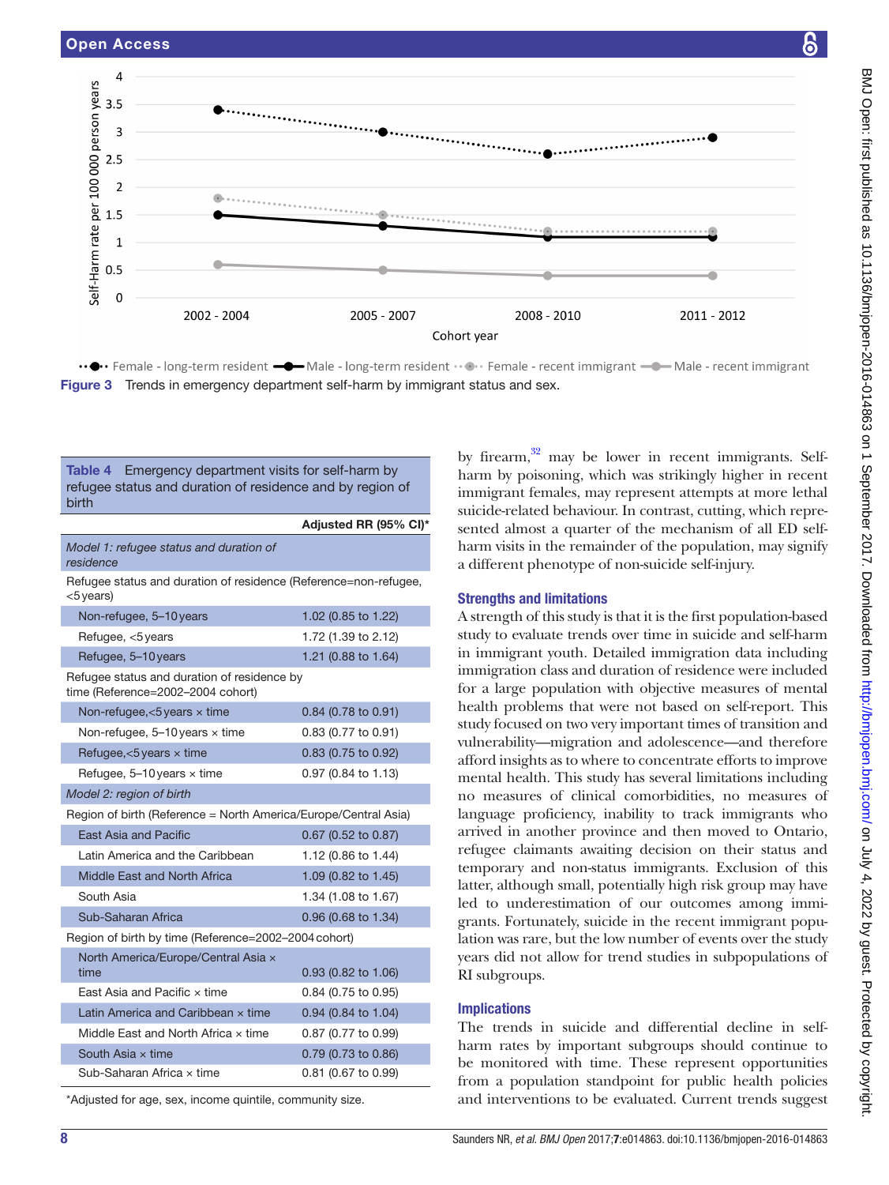Figure 3 Trends in emergency department self-harm by immigrant status and sex.

Table 4 Emergency department visits for self-harm by refugee status and duration of residence and by region of birth

| | Adjusted RR (95% CI)* |
|---|---|
| *Model 1: refugee status and duration of residence* | |
| Refugee status and duration of residence (Reference=non-refugee, <5 years) | |
| Non-refugee, 5–10 years | 1.02 (0.85 to 1.22) |
| Refugee, <5 years | 1.72 (1.39 to 2.12) |
| Refugee, 5–10 years | 1.21 (0.88 to 1.64) |
| Refugee status and duration of residence by time (Reference=2002–2004 cohort) | |
| Non-refugee, <5 years × time | 0.84 (0.78 to 0.91) |
| Non-refugee, 5–10 years × time | 0.83 (0.77 to 0.91) |
| Refugee, <5 years × time | 0.83 (0.75 to 0.92) |
| Refugee, 5–10 years × time | 0.97 (0.84 to 1.13) |
| *Model 2: region of birth* | |
| Region of birth (Reference = North America/Europe/Central Asia) | |
| East Asia and Pacific | 0.67 (0.52 to 0.87) |
| Latin America and the Caribbean | 1.12 (0.86 to 1.44) |
| Middle East and North Africa | 1.09 (0.82 to 1.45) |
| South Asia | 1.34 (1.08 to 1.67) |
| Sub-Saharan Africa | 0.96 (0.68 to 1.34) |
| Region of birth by time (Reference=2002–2004 cohort) | |
| North America/Europe/Central Asia × time | 0.93 (0.82 to 1.06) |
| East Asia and Pacific × time | 0.84 (0.75 to 0.95) |
| Latin America and Caribbean × time | 0.94 (0.84 to 1.04) |
| Middle East and North Africa × time | 0.87 (0.77 to 0.99) |
| South Asia × time | 0.79 (0.73 to 0.86) |
| Sub-Saharan Africa × time | 0.81 (0.67 to 0.99) |

*Adjusted for age, sex, income quintile, community size.

by firearm,[32] may be lower in recent immigrants. Self-harm by poisoning, which was strikingly higher in recent immigrant females, may represent attempts at more lethal suicide-related behaviour. In contrast, cutting, which represented almost a quarter of the mechanism of all ED self-harm visits in the remainder of the population, may signify a different phenotype of non-suicide self-injury.

## Strengths and limitations

A strength of this study is that it is the first population-based study to evaluate trends over time in suicide and self-harm in immigrant youth. Detailed immigration data including immigration class and duration of residence were included for a large population with objective measures of mental health problems that were not based on self-report. This study focused on two very important times of transition and vulnerability—migration and adolescence—and therefore afford insights as to where to concentrate efforts to improve mental health. This study has several limitations including no measures of clinical comorbidities, no measures of language proficiency, inability to track immigrants who arrived in another province and then moved to Ontario, refugee claimants awaiting decision on their status and temporary and non-status immigrants. Exclusion of this latter, although small, potentially high risk group may have led to underestimation of our outcomes among immigrants. Fortunately, suicide in the recent immigrant population was rare, but the low number of events over the study years did not allow for trend studies in subpopulations of RI subgroups.

## Implications

The trends in suicide and differential decline in self-harm rates by important subgroups should continue to be monitored with time. These represent opportunities from a population standpoint for public health policies and interventions to be evaluated. Current trends suggest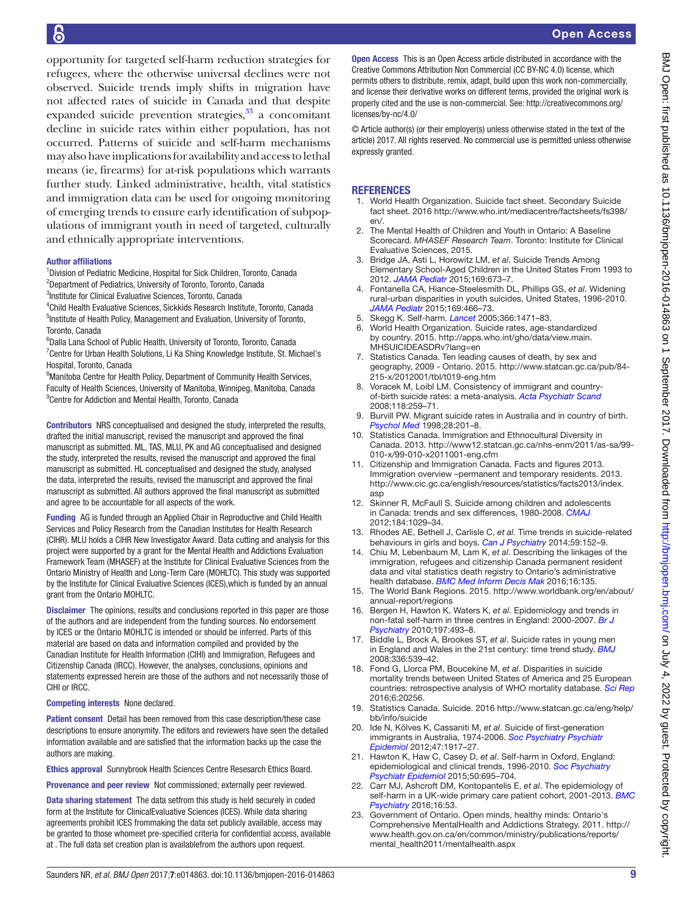opportunity for targeted self-harm reduction strategies for refugees, where the otherwise universal declines were not observed. Suicide trends imply shifts in migration have not affected rates of suicide in Canada and that despite expanded suicide prevention strategies,[33] a concomitant decline in suicide rates within either population, has not occurred. Patterns of suicide and self-harm mechanisms may also have implications for availability and access to lethal means (ie, firearms) for at-risk populations which warrants further study. Linked administrative, health, vital statistics and immigration data can be used for ongoing monitoring of emerging trends to ensure early identification of subpopulations of immigrant youth in need of targeted, culturally and ethnically appropriate interventions.

**Author affiliations**

[1]Division of Pediatric Medicine, Hospital for Sick Children, Toronto, Canada
[2]Department of Pediatrics, University of Toronto, Toronto, Canada
[3]Institute for Clinical Evaluative Sciences, Toronto, Canada
[4]Child Health Evaluative Sciences, Sickkids Research Institute, Toronto, Canada
[5]Institute of Health Policy, Management and Evaluation, University of Toronto, Toronto, Canada
[6]Dalla Lana School of Public Health, University of Toronto, Toronto, Canada
[7]Centre for Urban Health Solutions, Li Ka Shing Knowledge Institute, St. Michael's Hospital, Toronto, Canada
[8]Manitoba Centre for Health Policy, Department of Community Health Services, Faculty of Health Sciences, University of Manitoba, Winnipeg, Manitoba, Canada
[9]Centre for Addiction and Mental Health, Toronto, Canada

**Contributors** NRS conceptualised and designed the study, interpreted the results, drafted the initial manuscript, revised the manuscript and approved the final manuscript as submitted. ML, TAS, MLU, PK and AG conceptualised and designed the study, interpreted the results, revised the manuscript and approved the final manuscript as submitted. HL conceptualised and designed the study, analysed the data, interpreted the results, revised the manuscript and approved the final manuscript as submitted. All authors approved the final manuscript as submitted and agree to be accountable for all aspects of the work.

**Funding** AG is funded through an Applied Chair in Reproductive and Child Health Services and Policy Research from the Canadian Institutes for Health Research (CIHR). MLU holds a CIHR New Investigator Award. Data cutting and analysis for this project were supported by a grant for the Mental Health and Addictions Evaluation Framework Team (MHASEF) at the Institute for Clinical Evaluative Sciences from the Ontario Ministry of Health and Long-Term Care (MOHLTC). This study was supported by the Institute for Clinical Evaluative Sciences (ICES),which is funded by an annual grant from the Ontario MOHLTC.

**Disclaimer** The opinions, results and conclusions reported in this paper are those of the authors and are independent from the funding sources. No endorsement by ICES or the Ontario MOHLTC is intended or should be inferred. Parts of this material are based on data and information compiled and provided by the Canadian Institute for Health Information (CIHI) and Immigration, Refugees and Citizenship Canada (IRCC). However, the analyses, conclusions, opinions and statements expressed herein are those of the authors and not necessarily those of CIHI or IRCC.

**Competing interests** None declared.

**Patient consent** Detail has been removed from this case description/these case descriptions to ensure anonymity. The editors and reviewers have seen the detailed information available and are satisfied that the information backs up the case the authors are making.

**Ethics approval** Sunnybrook Health Sciences Centre Resesarch Ethics Board.

**Provenance and peer review** Not commissioned; externally peer reviewed.

**Data sharing statement** The data setfrom this study is held securely in coded form at the Institute for ClinicalEvaluative Sciences (ICES). While data sharing agreements prohibit ICES frommaking the data set publicly available, access may be granted to those whomeet pre-specified criteria for confidential access, available at . The full data set creation plan is availablefrom the authors upon request.

**Open Access** This is an Open Access article distributed in accordance with the Creative Commons Attribution Non Commercial (CC BY-NC 4.0) license, which permits others to distribute, remix, adapt, build upon this work non-commercially, and license their derivative works on different terms, provided the original work is properly cited and the use is non-commercial. See: http://creativecommons.org/licenses/by-nc/4.0/

© Article author(s) (or their employer(s) unless otherwise stated in the text of the article) 2017. All rights reserved. No commercial use is permitted unless otherwise expressly granted.

## REFERENCES

1. World Health Organization. Suicide fact sheet. Secondary Suicide fact sheet. 2016 http://www.who.int/mediacentre/factsheets/fs398/en/.
2. The Mental Health of Children and Youth in Ontario: A Baseline Scorecard. *MHASEF Research Team*. Toronto: Institute for Clinical Evaluative Sciences, 2015.
3. Bridge JA, Asti L, Horowitz LM, *et al*. Suicide Trends Among Elementary School-Aged Children in the United States From 1993 to 2012. *JAMA Pediatr* 2015;169:673–7.
4. Fontanella CA, Hiance-Steelesmith DL, Phillips GS, *et al*. Widening rural-urban disparities in youth suicides, United States, 1996-2010. *JAMA Pediatr* 2015;169:466–73.
5. Skegg K. Self-harm. *Lancet* 2005;366:1471–83.
6. World Health Organization. Suicide rates, age-standardized by country. 2015. http://apps.who.int/gho/data/view.main.MHSUICIDEASDRv?lang=en
7. Statistics Canada. Ten leading causes of death, by sex and geography, 2009 - Ontario. 2015. http://www.statcan.gc.ca/pub/84-215-x/2012001/tbl/t019-eng.htm
8. Voracek M, Loibl LM. Consistency of immigrant and country-of-birth suicide rates: a meta-analysis. *Acta Psychiatr Scand* 2008;118:259–71.
9. Burvill PW. Migrant suicide rates in Australia and in country of birth. *Psychol Med* 1998;28:201–8.
10. Statistics Canada. Immigration and Ethnocultural Diversity in Canada. 2013. http://www12.statcan.gc.ca/nhs-enm/2011/as-sa/99-010-x/99-010-x2011001-eng.cfm
11. Citizenship and Immigration Canada. Facts and figures 2013. Immigration overview –permanent and temporary residents. 2013. http://www.cic.gc.ca/english/resources/statistics/facts2013/index.asp
12. Skinner R, McFaull S. Suicide among children and adolescents in Canada: trends and sex differences, 1980-2008. *CMAJ* 2012;184:1029–34.
13. Rhodes AE, Bethell J, Carlisle C, *et al*. Time trends in suicide-related behaviours in girls and boys. *Can J Psychiatry* 2014;59:152–9.
14. Chiu M, Lebenbaum M, Lam K, *et al*. Describing the linkages of the immigration, refugees and citizenship Canada permanent resident data and vital statistics death registry to Ontario's administrative health database. *BMC Med Inform Decis Mak* 2016;16:135.
15. The World Bank Regions. 2015. http://www.worldbank.org/en/about/annual-report/regions
16. Bergen H, Hawton K, Waters K, *et al*. Epidemiology and trends in non-fatal self-harm in three centres in England: 2000-2007. *Br J Psychiatry* 2010;197:493–8.
17. Biddle L, Brock A, Brookes ST, *et al*. Suicide rates in young men in England and Wales in the 21st century: time trend study. *BMJ* 2008;336:539–42.
18. Fond G, Llorca PM, Boucekine M, *et al*. Disparities in suicide mortality trends between United States of America and 25 European countries: retrospective analysis of WHO mortality database. *Sci Rep* 2016;6:20256.
19. Statistics Canada. Suicide. 2016 http://www.statcan.gc.ca/eng/help/bb/info/suicide
20. Ide N, Kõlves K, Cassaniti M, *et al*. Suicide of first-generation immigrants in Australia, 1974-2006. *Soc Psychiatry Psychiatr Epidemiol* 2012;47:1917–27.
21. Hawton K, Haw C, Casey D, *et al*. Self-harm in Oxford, England: epidemiological and clinical trends, 1996-2010. *Soc Psychiatry Psychiatr Epidemiol* 2015;50:695–704.
22. Carr MJ, Ashcroft DM, Kontopantelis E, *et al*. The epidemiology of self-harm in a UK-wide primary care patient cohort, 2001-2013. *BMC Psychiatry* 2016;16:53.
23. Government of Ontario. Open minds, healthy minds: Ontario's Comprehensive MentalHealth and Addictions Strategy. 2011. http://www.health.gov.on.ca/en/common/ministry/publications/reports/mental_health2011/mentalhealth.aspx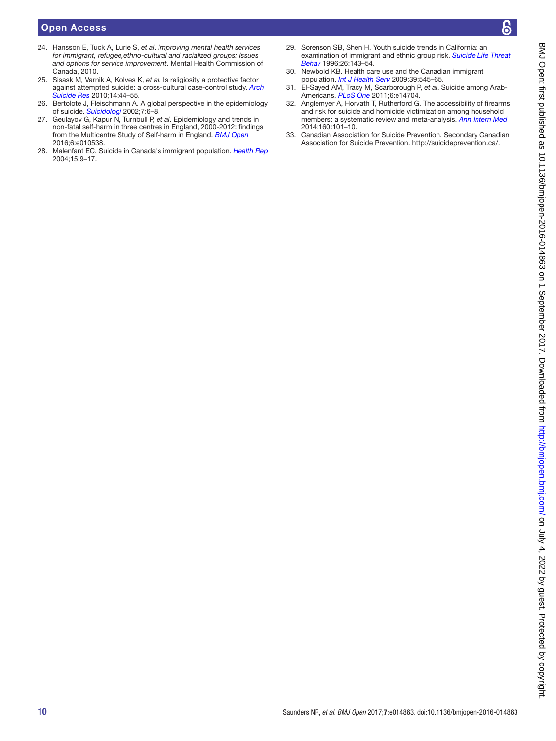24. Hansson E, Tuck A, Lurie S, *et al*. *Improving mental health services for immigrant, refugee,ethno-cultural and racialized groups: Issues and options for service improvement*. Mental Health Commission of Canada, 2010.
25. Sisask M, Varnik A, Kolves K, *et al*. Is religiosity a protective factor against attempted suicide: a cross-cultural case-control study. *Arch Suicide Res* 2010;14:44–55.
26. Bertolote J, Fleischmann A. A global perspective in the epidemiology of suicide. *Suicidologi* 2002;7:6–8.
27. Geulayov G, Kapur N, Turnbull P, *et al*. Epidemiology and trends in non-fatal self-harm in three centres in England, 2000-2012: findings from the Multicentre Study of Self-harm in England. *BMJ Open* 2016;6:e010538.
28. Malenfant EC. Suicide in Canada's immigrant population. *Health Rep* 2004;15:9–17.
29. Sorenson SB, Shen H. Youth suicide trends in California: an examination of immigrant and ethnic group risk. *Suicide Life Threat Behav* 1996;26:143–54.
30. Newbold KB. Health care use and the Canadian immigrant population. *Int J Health Serv* 2009;39:545–65.
31. El-Sayed AM, Tracy M, Scarborough P, *et al*. Suicide among Arab-Americans. *PLoS One* 2011;6:e14704.
32. Anglemyer A, Horvath T, Rutherford G. The accessibility of firearms and risk for suicide and homicide victimization among household members: a systematic review and meta-analysis. *Ann Intern Med* 2014;160:101–10.
33. Canadian Association for Suicide Prevention. Secondary Canadian Association for Suicide Prevention. http://suicideprevention.ca/.